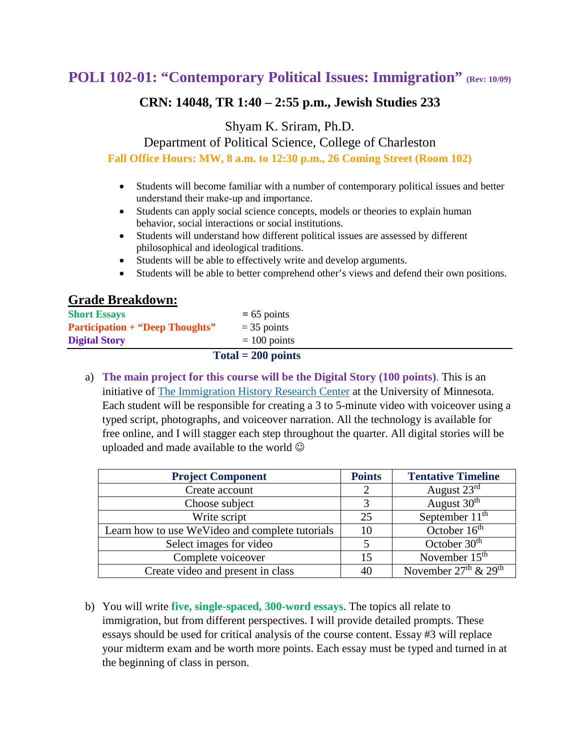# POLI 102-01: "Contemporary Political Issues: Immigration" (Rev: 10/09)

### CRN: 14048, TR 1:40 – 2:55 p.m., Jewish Studies 233

Shyam K. Sriram, Ph.D.

Department of Political Science, College of Charleston

**Fall Office Hours: MW, 8 a.m. to 12:30 p.m., 26 Coming Street (Room 102)**

- Students will become familiar with a number of contemporary political issues and better understand their make-up and importance.
- Students can apply social science concepts, models or theories to explain human behavior, social interactions or social institutions.
- Students will understand how different political issues are assessed by different philosophical and ideological traditions.
- Students will be able to effectively write and develop arguments.
- Students will be able to better comprehend other's views and defend their own positions.

## Grade Breakdown:

| | |
|---|---|
| **Short Essays** | = 65 points |
| **Participation + "Deep Thoughts"** | = 35 points |
| **Digital Story** | = 100 points |
| | **Total = 200 points** |

a) **The main project for this course will be the Digital Story (100 points)**. This is an initiative of [The Immigration History Research Center](#) at the University of Minnesota. Each student will be responsible for creating a 3 to 5-minute video with voiceover using a typed script, photographs, and voiceover narration. All the technology is available for free online, and I will stagger each step throughout the quarter. All digital stories will be uploaded and made available to the world ☺

| Project Component | Points | Tentative Timeline |
|---|---|---|
| Create account | 2 | August 23rd |
| Choose subject | 3 | August 30th |
| Write script | 25 | September 11th |
| Learn how to use WeVideo and complete tutorials | 10 | October 16th |
| Select images for video | 5 | October 30th |
| Complete voiceover | 15 | November 15th |
| Create video and present in class | 40 | November 27th & 29th |

b) You will write **five, single-spaced, 300-word essays**. The topics all relate to immigration, but from different perspectives. I will provide detailed prompts. These essays should be used for critical analysis of the course content. Essay #3 will replace your midterm exam and be worth more points. Each essay must be typed and turned in at the beginning of class in person.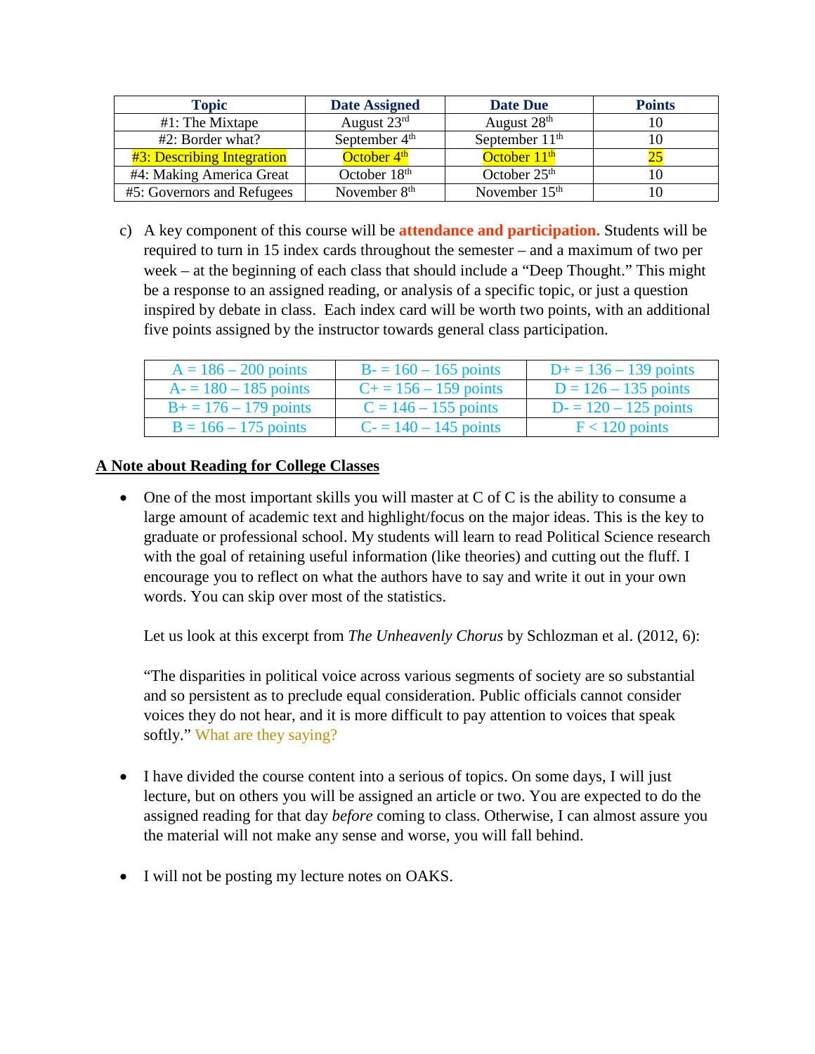| Topic | Date Assigned | Date Due | Points |
|---|---|---|---|
| #1: The Mixtape | August 23rd | August 28th | 10 |
| #2: Border what? | September 4th | September 11th | 10 |
| #3: Describing Integration | October 4th | October 11th | 25 |
| #4: Making America Great | October 18th | October 25th | 10 |
| #5: Governors and Refugees | November 8th | November 15th | 10 |

c) A key component of this course will be **attendance and participation.** Students will be required to turn in 15 index cards throughout the semester – and a maximum of two per week – at the beginning of each class that should include a "Deep Thought." This might be a response to an assigned reading, or analysis of a specific topic, or just a question inspired by debate in class. Each index card will be worth two points, with an additional five points assigned by the instructor towards general class participation.

| | | |
|---|---|---|
| A = 186 – 200 points | B- = 160 – 165 points | D+ = 136 – 139 points |
| A- = 180 – 185 points | C+ = 156 – 159 points | D = 126 – 135 points |
| B+ = 176 – 179 points | C = 146 – 155 points | D- = 120 – 125 points |
| B = 166 – 175 points | C- = 140 – 145 points | F < 120 points |

**A Note about Reading for College Classes**

- One of the most important skills you will master at C of C is the ability to consume a large amount of academic text and highlight/focus on the major ideas. This is the key to graduate or professional school. My students will learn to read Political Science research with the goal of retaining useful information (like theories) and cutting out the fluff. I encourage you to reflect on what the authors have to say and write it out in your own words. You can skip over most of the statistics.

  Let us look at this excerpt from *The Unheavenly Chorus* by Schlozman et al. (2012, 6):

  "The disparities in political voice across various segments of society are so substantial and so persistent as to preclude equal consideration. Public officials cannot consider voices they do not hear, and it is more difficult to pay attention to voices that speak softly." What are they saying?

- I have divided the course content into a serious of topics. On some days, I will just lecture, but on others you will be assigned an article or two. You are expected to do the assigned reading for that day *before* coming to class. Otherwise, I can almost assure you the material will not make any sense and worse, you will fall behind.

- I will not be posting my lecture notes on OAKS.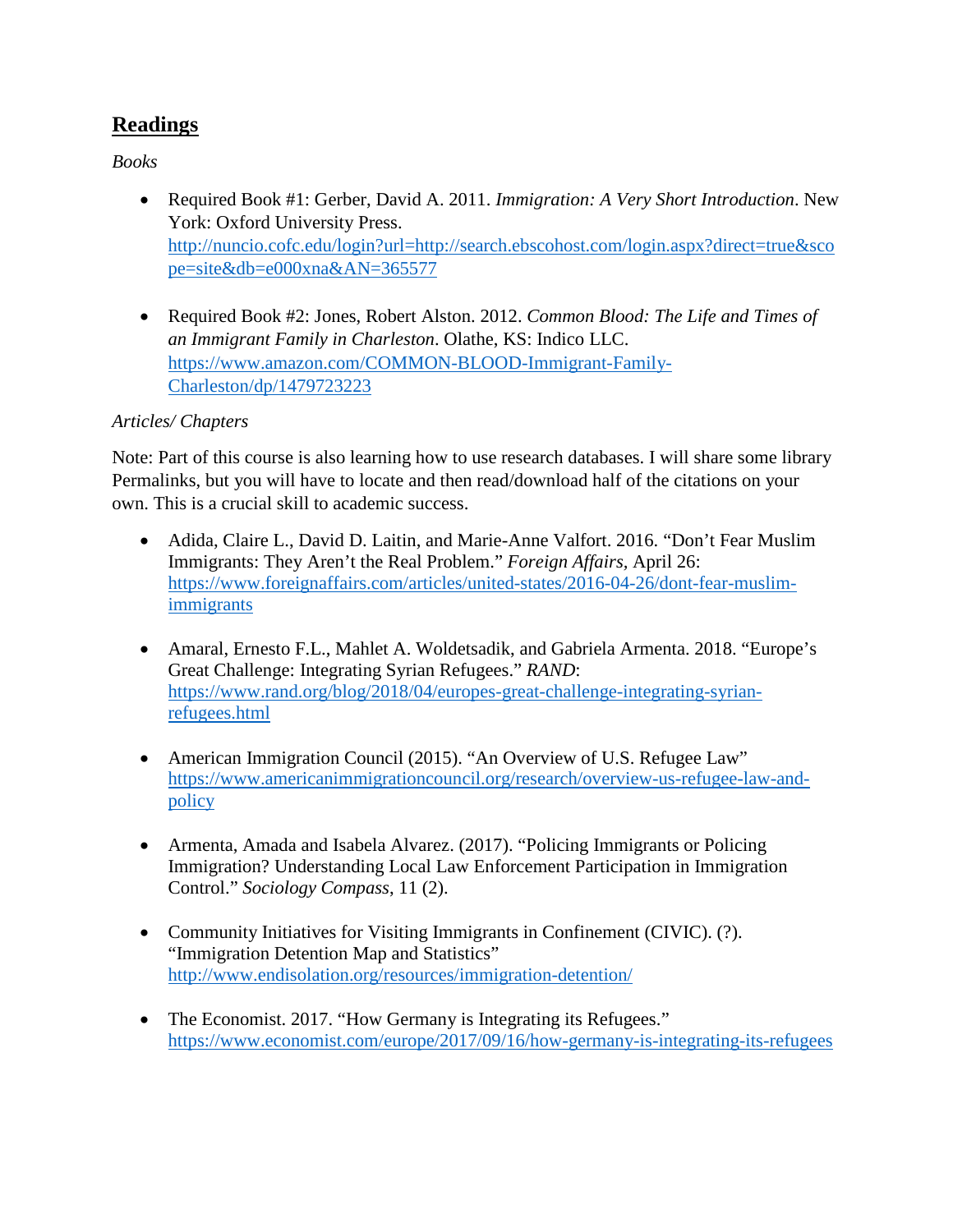## **Readings**

*Books*

- Required Book #1: Gerber, David A. 2011. *Immigration: A Very Short Introduction*. New York: Oxford University Press. http://nuncio.cofc.edu/login?url=http://search.ebscohost.com/login.aspx?direct=true&scope=site&db=e000xna&AN=365577

- Required Book #2: Jones, Robert Alston. 2012. *Common Blood: The Life and Times of an Immigrant Family in Charleston*. Olathe, KS: Indico LLC. https://www.amazon.com/COMMON-BLOOD-Immigrant-Family-Charleston/dp/1479723223

*Articles/ Chapters*

Note: Part of this course is also learning how to use research databases. I will share some library Permalinks, but you will have to locate and then read/download half of the citations on your own. This is a crucial skill to academic success.

- Adida, Claire L., David D. Laitin, and Marie-Anne Valfort. 2016. "Don't Fear Muslim Immigrants: They Aren't the Real Problem." *Foreign Affairs*, April 26: https://www.foreignaffairs.com/articles/united-states/2016-04-26/dont-fear-muslim-immigrants

- Amaral, Ernesto F.L., Mahlet A. Woldetsadik, and Gabriela Armenta. 2018. "Europe's Great Challenge: Integrating Syrian Refugees." *RAND*: https://www.rand.org/blog/2018/04/europes-great-challenge-integrating-syrian-refugees.html

- American Immigration Council (2015). "An Overview of U.S. Refugee Law" https://www.americanimmigrationcouncil.org/research/overview-us-refugee-law-and-policy

- Armenta, Amada and Isabela Alvarez. (2017). "Policing Immigrants or Policing Immigration? Understanding Local Law Enforcement Participation in Immigration Control." *Sociology Compass*, 11 (2).

- Community Initiatives for Visiting Immigrants in Confinement (CIVIC). (?). "Immigration Detention Map and Statistics" http://www.endisolation.org/resources/immigration-detention/

- The Economist. 2017. "How Germany is Integrating its Refugees." https://www.economist.com/europe/2017/09/16/how-germany-is-integrating-its-refugees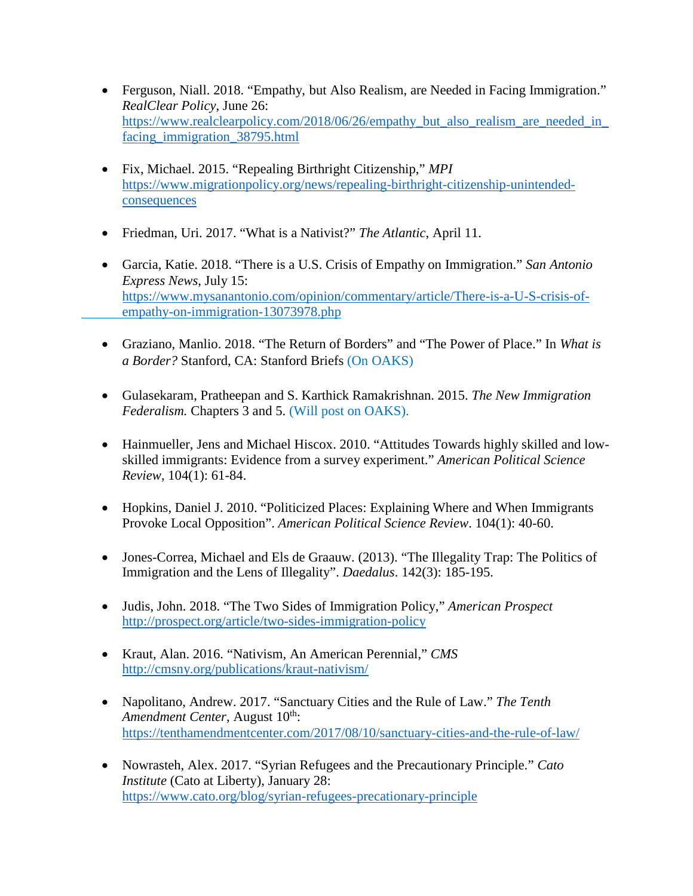- Ferguson, Niall. 2018. "Empathy, but Also Realism, are Needed in Facing Immigration." *RealClear Policy*, June 26: https://www.realclearpolicy.com/2018/06/26/empathy_but_also_realism_are_needed_in_facing_immigration_38795.html

- Fix, Michael. 2015. "Repealing Birthright Citizenship," *MPI* https://www.migrationpolicy.org/news/repealing-birthright-citizenship-unintended-consequences

- Friedman, Uri. 2017. "What is a Nativist?" *The Atlantic*, April 11.

- Garcia, Katie. 2018. "There is a U.S. Crisis of Empathy on Immigration." *San Antonio Express News*, July 15: https://www.mysanantonio.com/opinion/commentary/article/There-is-a-U-S-crisis-of-empathy-on-immigration-13073978.php

- Graziano, Manlio. 2018. "The Return of Borders" and "The Power of Place." In *What is a Border?* Stanford, CA: Stanford Briefs (On OAKS)

- Gulasekaram, Pratheepan and S. Karthick Ramakrishnan. 2015. *The New Immigration Federalism.* Chapters 3 and 5. (Will post on OAKS).

- Hainmueller, Jens and Michael Hiscox. 2010. "Attitudes Towards highly skilled and low-skilled immigrants: Evidence from a survey experiment." *American Political Science Review*, 104(1): 61-84.

- Hopkins, Daniel J. 2010. "Politicized Places: Explaining Where and When Immigrants Provoke Local Opposition". *American Political Science Review*. 104(1): 40-60.

- Jones-Correa, Michael and Els de Graauw. (2013). "The Illegality Trap: The Politics of Immigration and the Lens of Illegality". *Daedalus*. 142(3): 185-195.

- Judis, John. 2018. "The Two Sides of Immigration Policy," *American Prospect* http://prospect.org/article/two-sides-immigration-policy

- Kraut, Alan. 2016. "Nativism, An American Perennial," *CMS* http://cmsny.org/publications/kraut-nativism/

- Napolitano, Andrew. 2017. "Sanctuary Cities and the Rule of Law." *The Tenth Amendment Center*, August 10th: https://tenthamendmentcenter.com/2017/08/10/sanctuary-cities-and-the-rule-of-law/

- Nowrasteh, Alex. 2017. "Syrian Refugees and the Precautionary Principle." *Cato Institute* (Cato at Liberty), January 28: https://www.cato.org/blog/syrian-refugees-precationary-principle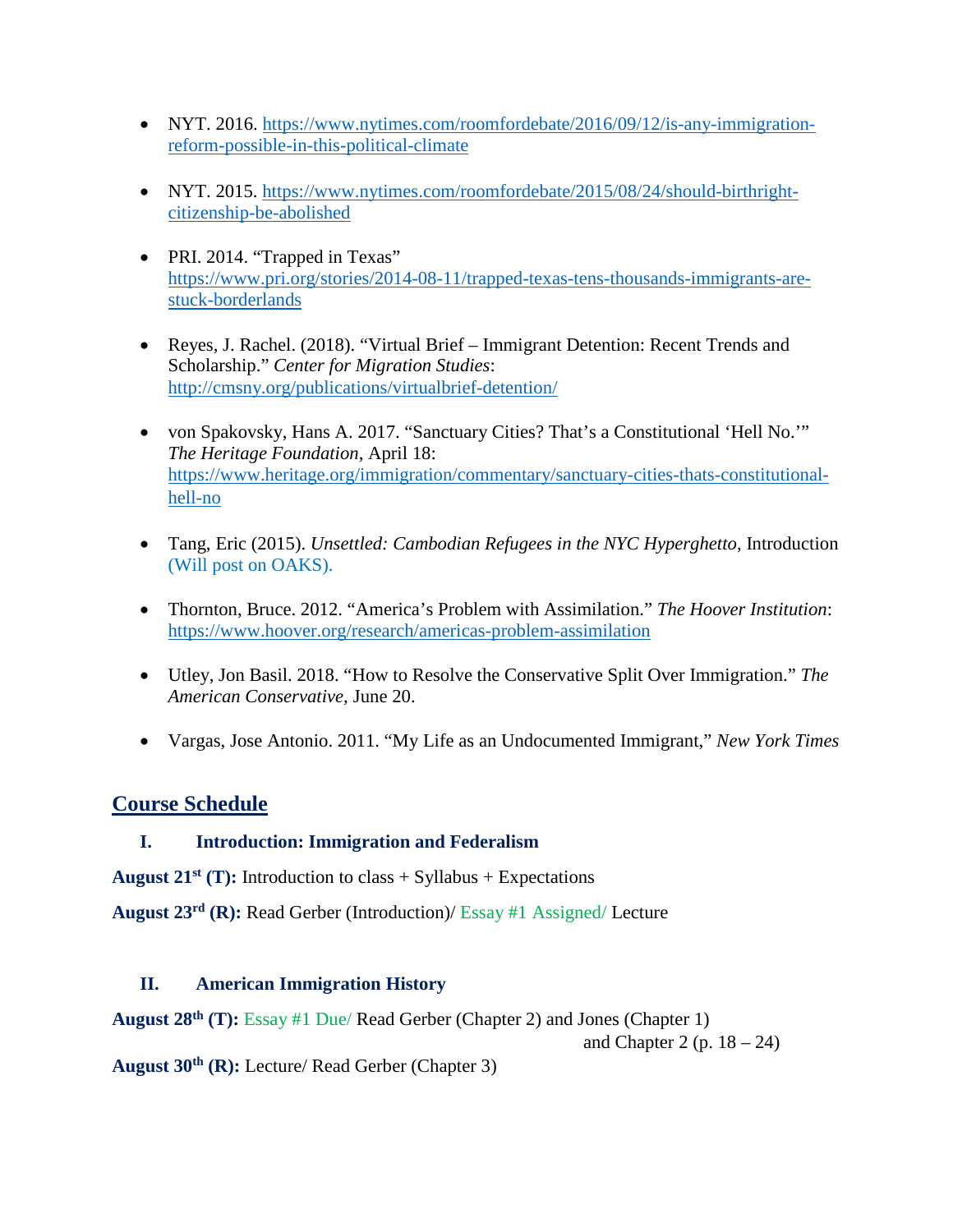- NYT. 2016. [https://www.nytimes.com/roomfordebate/2016/09/12/is-any-immigration-reform-possible-in-this-political-climate](https://www.nytimes.com/roomfordebate/2016/09/12/is-any-immigration-reform-possible-in-this-political-climate)

- NYT. 2015. [https://www.nytimes.com/roomfordebate/2015/08/24/should-birthright-citizenship-be-abolished](https://www.nytimes.com/roomfordebate/2015/08/24/should-birthright-citizenship-be-abolished)

- PRI. 2014. "Trapped in Texas" [https://www.pri.org/stories/2014-08-11/trapped-texas-tens-thousands-immigrants-are-stuck-borderlands](https://www.pri.org/stories/2014-08-11/trapped-texas-tens-thousands-immigrants-are-stuck-borderlands)

- Reyes, J. Rachel. (2018). "Virtual Brief – Immigrant Detention: Recent Trends and Scholarship." *Center for Migration Studies*: [http://cmsny.org/publications/virtualbrief-detention/](http://cmsny.org/publications/virtualbrief-detention/)

- von Spakovsky, Hans A. 2017. "Sanctuary Cities? That's a Constitutional 'Hell No.'" *The Heritage Foundation*, April 18: [https://www.heritage.org/immigration/commentary/sanctuary-cities-thats-constitutional-hell-no](https://www.heritage.org/immigration/commentary/sanctuary-cities-thats-constitutional-hell-no)

- Tang, Eric (2015). *Unsettled: Cambodian Refugees in the NYC Hyperghetto*, Introduction (Will post on OAKS).

- Thornton, Bruce. 2012. "America's Problem with Assimilation." *The Hoover Institution*: [https://www.hoover.org/research/americas-problem-assimilation](https://www.hoover.org/research/americas-problem-assimilation)

- Utley, Jon Basil. 2018. "How to Resolve the Conservative Split Over Immigration." *The American Conservative*, June 20.

- Vargas, Jose Antonio. 2011. "My Life as an Undocumented Immigrant," *New York Times*

## Course Schedule

### I. Introduction: Immigration and Federalism

**August 21st (T):** Introduction to class + Syllabus + Expectations

**August 23rd (R):** Read Gerber (Introduction)/ Essay #1 Assigned/ Lecture

### II. American Immigration History

**August 28th (T):** Essay #1 Due/ Read Gerber (Chapter 2) and Jones (Chapter 1) and Chapter 2 (p. 18 – 24)

**August 30th (R):** Lecture/ Read Gerber (Chapter 3)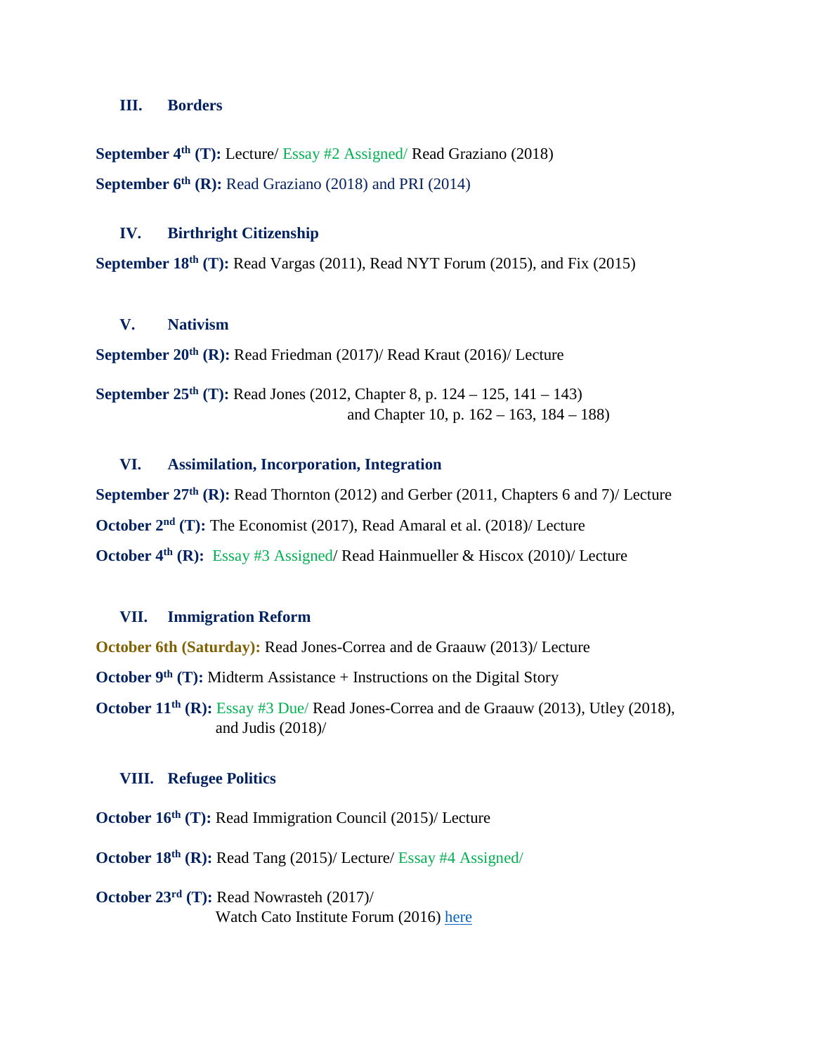### III. Borders

**September 4th (T):** Lecture/ Essay #2 Assigned/ Read Graziano (2018)

**September 6th (R):** Read Graziano (2018) and PRI (2014)

### IV. Birthright Citizenship

**September 18th (T):** Read Vargas (2011), Read NYT Forum (2015), and Fix (2015)

### V. Nativism

**September 20th (R):** Read Friedman (2017)/ Read Kraut (2016)/ Lecture

**September 25th (T):** Read Jones (2012, Chapter 8, p. 124 – 125, 141 – 143) and Chapter 10, p. 162 – 163, 184 – 188)

### VI. Assimilation, Incorporation, Integration

**September 27th (R):** Read Thornton (2012) and Gerber (2011, Chapters 6 and 7)/ Lecture

**October 2nd (T):** The Economist (2017), Read Amaral et al. (2018)/ Lecture

**October 4th (R):** Essay #3 Assigned/ Read Hainmueller & Hiscox (2010)/ Lecture

### VII. Immigration Reform

**October 6th (Saturday):** Read Jones-Correa and de Graauw (2013)/ Lecture

**October 9th (T):** Midterm Assistance + Instructions on the Digital Story

**October 11th (R):** Essay #3 Due/ Read Jones-Correa and de Graauw (2013), Utley (2018), and Judis (2018)/

### VIII. Refugee Politics

**October 16th (T):** Read Immigration Council (2015)/ Lecture

**October 18th (R):** Read Tang (2015)/ Lecture/ Essay #4 Assigned/

**October 23rd (T):** Read Nowrasteh (2017)/
Watch Cato Institute Forum (2016) here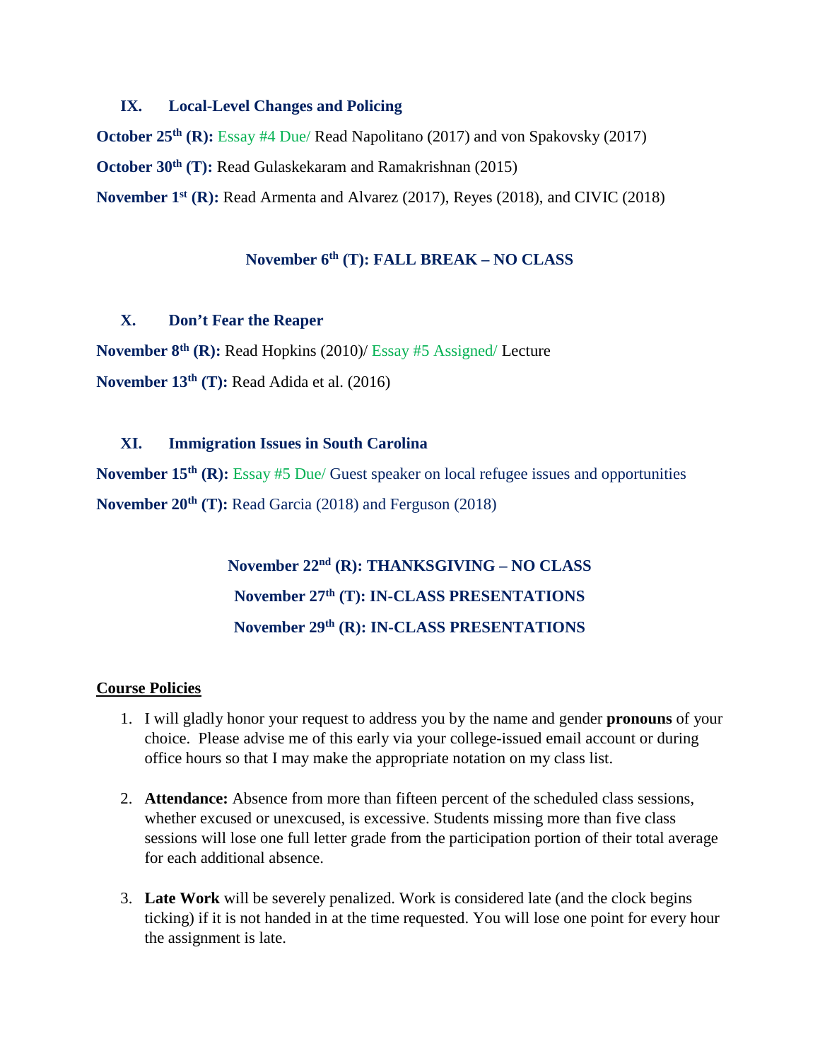### IX. Local-Level Changes and Policing

**October 25th (R):** Essay #4 Due/ Read Napolitano (2017) and von Spakovsky (2017)

**October 30th (T):** Read Gulaskekaram and Ramakrishnan (2015)

**November 1st (R):** Read Armenta and Alvarez (2017), Reyes (2018), and CIVIC (2018)

**November 6th (T): FALL BREAK – NO CLASS**

### X. Don't Fear the Reaper

**November 8th (R):** Read Hopkins (2010)/ Essay #5 Assigned/ Lecture

**November 13th (T):** Read Adida et al. (2016)

### XI. Immigration Issues in South Carolina

**November 15th (R):** Essay #5 Due/ Guest speaker on local refugee issues and opportunities

**November 20th (T):** Read Garcia (2018) and Ferguson (2018)

**November 22nd (R): THANKSGIVING – NO CLASS**

**November 27th (T): IN-CLASS PRESENTATIONS**

**November 29th (R): IN-CLASS PRESENTATIONS**

**Course Policies**

1. I will gladly honor your request to address you by the name and gender **pronouns** of your choice. Please advise me of this early via your college-issued email account or during office hours so that I may make the appropriate notation on my class list.

2. **Attendance:** Absence from more than fifteen percent of the scheduled class sessions, whether excused or unexcused, is excessive. Students missing more than five class sessions will lose one full letter grade from the participation portion of their total average for each additional absence.

3. **Late Work** will be severely penalized. Work is considered late (and the clock begins ticking) if it is not handed in at the time requested. You will lose one point for every hour the assignment is late.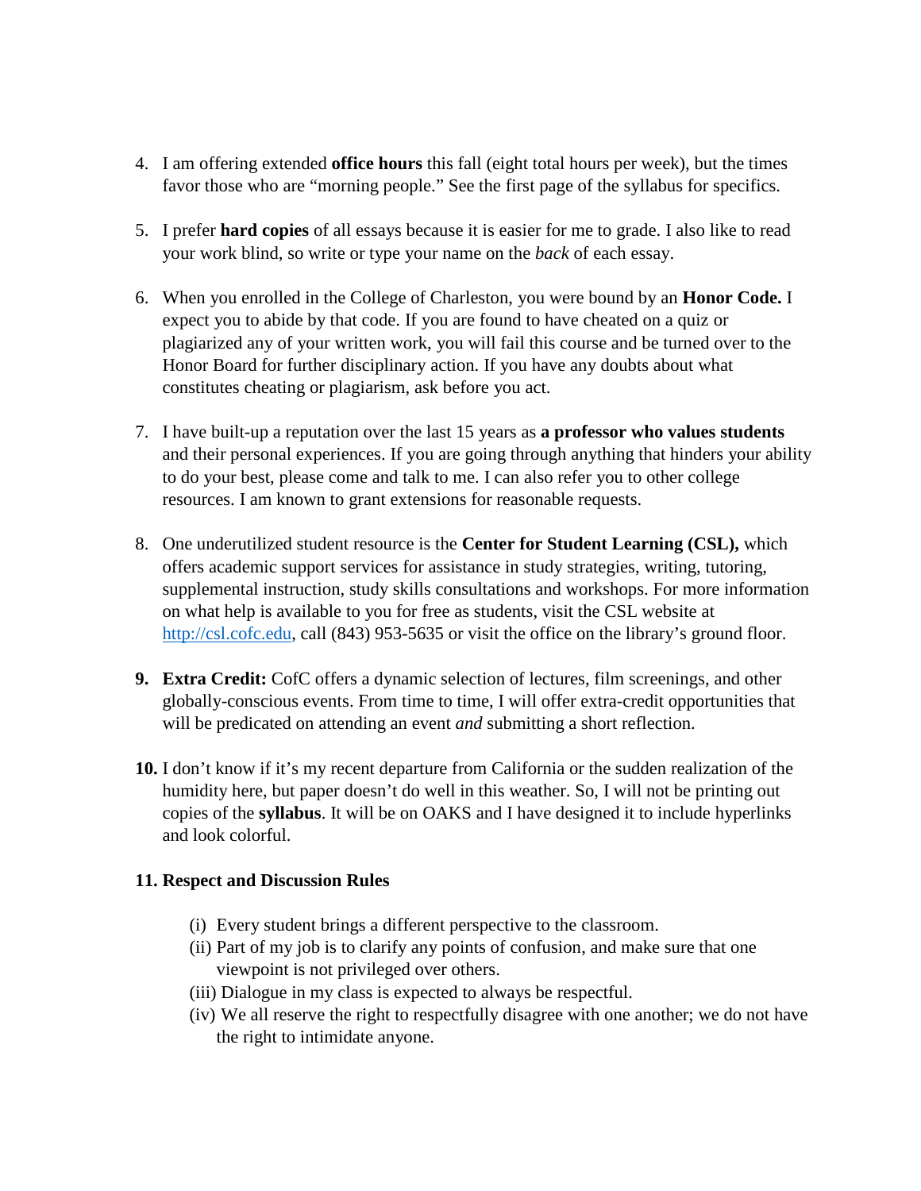4. I am offering extended **office hours** this fall (eight total hours per week), but the times favor those who are "morning people." See the first page of the syllabus for specifics.

5. I prefer **hard copies** of all essays because it is easier for me to grade. I also like to read your work blind, so write or type your name on the *back* of each essay.

6. When you enrolled in the College of Charleston, you were bound by an **Honor Code.** I expect you to abide by that code. If you are found to have cheated on a quiz or plagiarized any of your written work, you will fail this course and be turned over to the Honor Board for further disciplinary action. If you have any doubts about what constitutes cheating or plagiarism, ask before you act.

7. I have built-up a reputation over the last 15 years as **a professor who values students** and their personal experiences. If you are going through anything that hinders your ability to do your best, please come and talk to me. I can also refer you to other college resources. I am known to grant extensions for reasonable requests.

8. One underutilized student resource is the **Center for Student Learning (CSL),** which offers academic support services for assistance in study strategies, writing, tutoring, supplemental instruction, study skills consultations and workshops. For more information on what help is available to you for free as students, visit the CSL website at [http://csl.cofc.edu](http://csl.cofc.edu), call (843) 953-5635 or visit the office on the library's ground floor.

**9.** **Extra Credit:** CofC offers a dynamic selection of lectures, film screenings, and other globally-conscious events. From time to time, I will offer extra-credit opportunities that will be predicated on attending an event *and* submitting a short reflection.

**10.** I don't know if it's my recent departure from California or the sudden realization of the humidity here, but paper doesn't do well in this weather. So, I will not be printing out copies of the **syllabus**. It will be on OAKS and I have designed it to include hyperlinks and look colorful.

**11. Respect and Discussion Rules**

(i) Every student brings a different perspective to the classroom.
(ii) Part of my job is to clarify any points of confusion, and make sure that one viewpoint is not privileged over others.
(iii) Dialogue in my class is expected to always be respectful.
(iv) We all reserve the right to respectfully disagree with one another; we do not have the right to intimidate anyone.